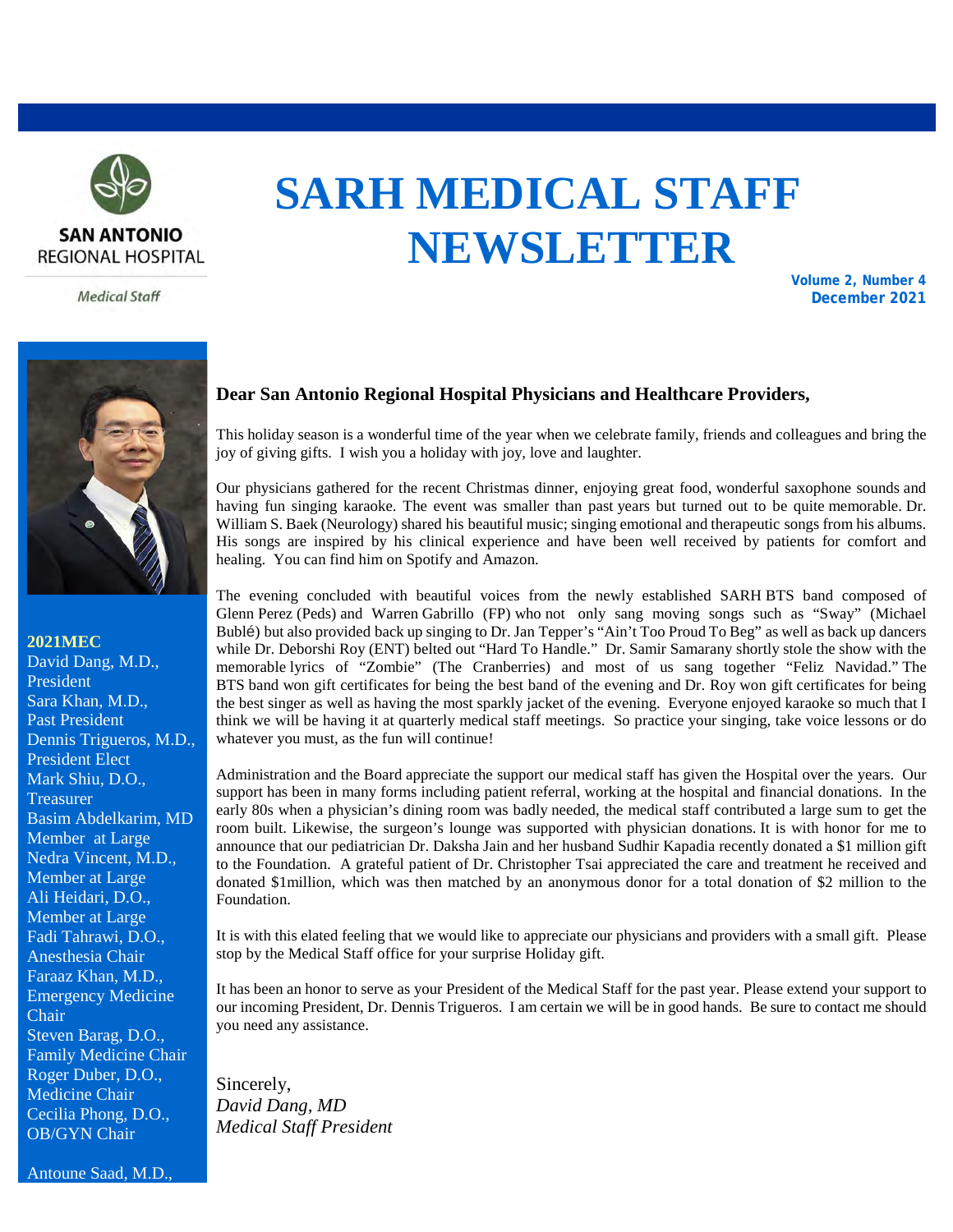SAN ANTONIO REGIONAL HOSPITAL

*Medical Staff*

# SARH MEDICAL STAFF NEWSLETTER

**Volume 2, Number 4**
**December 2021**

**2021MEC**
David Dang, M.D., President
Sara Khan, M.D., Past President
Dennis Trigueros, M.D., President Elect
Mark Shiu, D.O., Treasurer
Basim Abdelkarim, MD Member at Large
Nedra Vincent, M.D., Member at Large
Ali Heidari, D.O., Member at Large
Fadi Tahrawi, D.O., Anesthesia Chair
Faraaz Khan, M.D., Emergency Medicine Chair
Steven Barag, D.O., Family Medicine Chair
Roger Duber, D.O., Medicine Chair
Cecilia Phong, D.O., OB/GYN Chair

Antoune Saad, M.D.,

**Dear San Antonio Regional Hospital Physicians and Healthcare Providers,**

This holiday season is a wonderful time of the year when we celebrate family, friends and colleagues and bring the joy of giving gifts. I wish you a holiday with joy, love and laughter.

Our physicians gathered for the recent Christmas dinner, enjoying great food, wonderful saxophone sounds and having fun singing karaoke. The event was smaller than past years but turned out to be quite memorable. Dr. William S. Baek (Neurology) shared his beautiful music; singing emotional and therapeutic songs from his albums. His songs are inspired by his clinical experience and have been well received by patients for comfort and healing. You can find him on Spotify and Amazon.

The evening concluded with beautiful voices from the newly established SARH BTS band composed of Glenn Perez (Peds) and Warren Gabrillo (FP) who not only sang moving songs such as "Sway" (Michael Bublé) but also provided back up singing to Dr. Jan Tepper's "Ain't Too Proud To Beg" as well as back up dancers while Dr. Deborshi Roy (ENT) belted out "Hard To Handle." Dr. Samir Samarany shortly stole the show with the memorable lyrics of "Zombie" (The Cranberries) and most of us sang together "Feliz Navidad." The BTS band won gift certificates for being the best band of the evening and Dr. Roy won gift certificates for being the best singer as well as having the most sparkly jacket of the evening. Everyone enjoyed karaoke so much that I think we will be having it at quarterly medical staff meetings. So practice your singing, take voice lessons or do whatever you must, as the fun will continue!

Administration and the Board appreciate the support our medical staff has given the Hospital over the years. Our support has been in many forms including patient referral, working at the hospital and financial donations. In the early 80s when a physician's dining room was badly needed, the medical staff contributed a large sum to get the room built. Likewise, the surgeon's lounge was supported with physician donations. It is with honor for me to announce that our pediatrician Dr. Daksha Jain and her husband Sudhir Kapadia recently donated a $1 million gift to the Foundation. A grateful patient of Dr. Christopher Tsai appreciated the care and treatment he received and donated $1million, which was then matched by an anonymous donor for a total donation of $2 million to the Foundation.

It is with this elated feeling that we would like to appreciate our physicians and providers with a small gift. Please stop by the Medical Staff office for your surprise Holiday gift.

It has been an honor to serve as your President of the Medical Staff for the past year. Please extend your support to our incoming President, Dr. Dennis Trigueros. I am certain we will be in good hands. Be sure to contact me should you need any assistance.

Sincerely,
*David Dang, MD*
*Medical Staff President*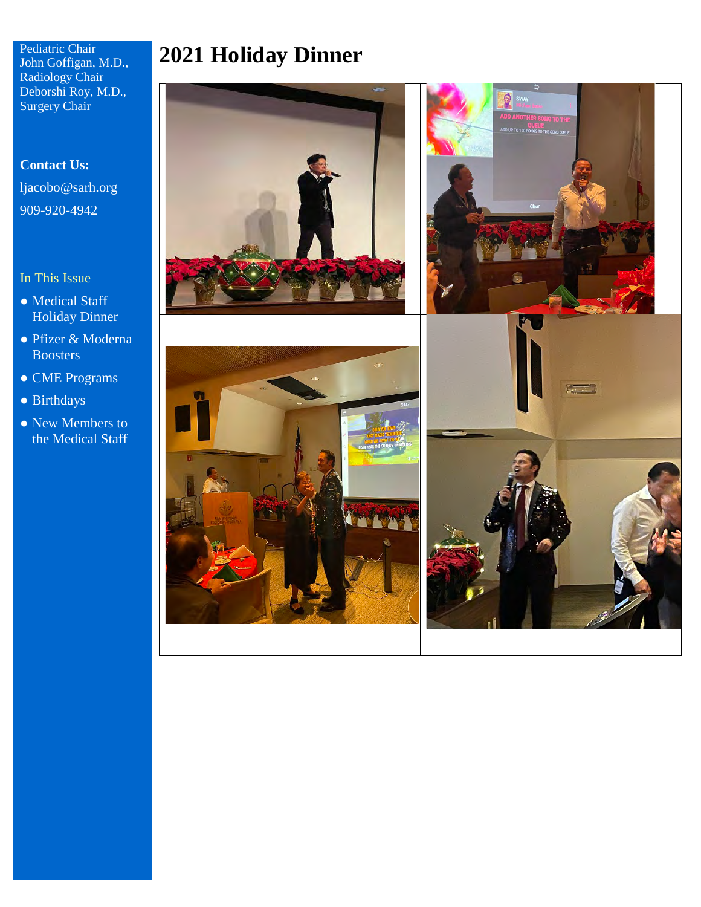Pediatric Chair
John Goffigan, M.D.,
Radiology Chair
Deborshi Roy, M.D.,
Surgery Chair

**Contact Us:**

ljacobo@sarh.org

909-920-4942

In This Issue

- Medical Staff Holiday Dinner
- Pfizer & Moderna Boosters
- CME Programs
- Birthdays
- New Members to the Medical Staff

# 2021 Holiday Dinner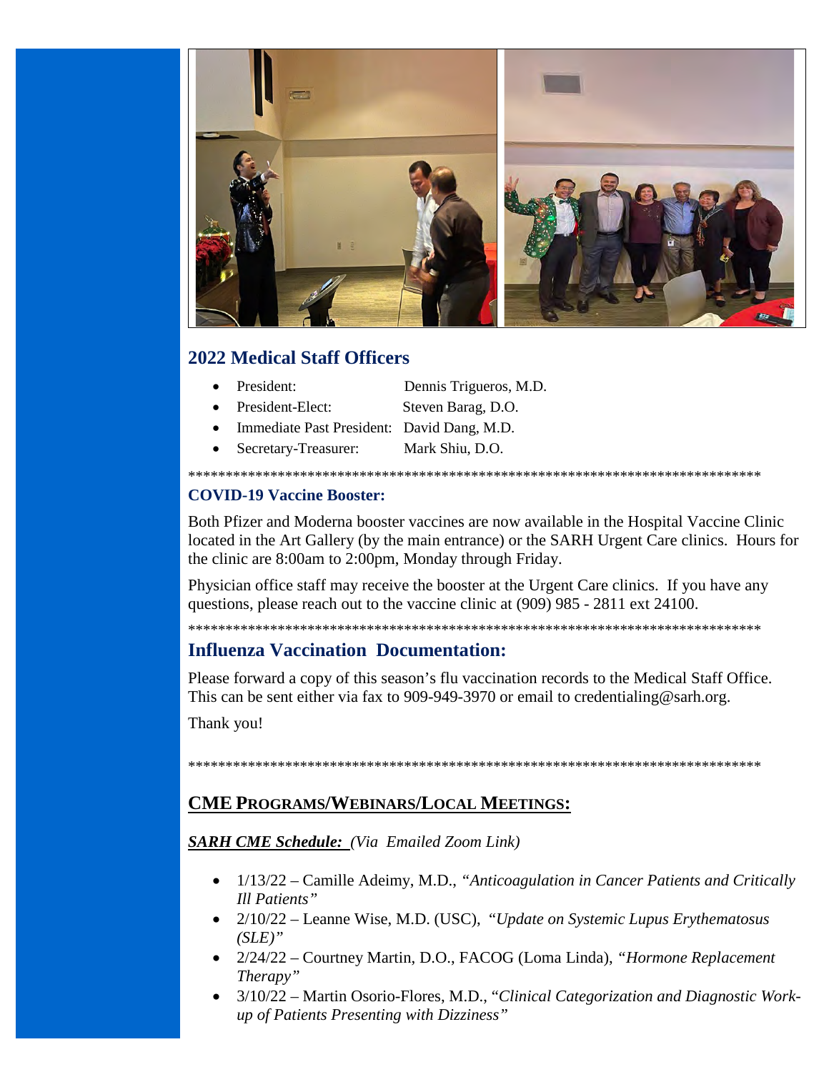## 2022 Medical Staff Officers

- President: Dennis Trigueros, M.D.
- President-Elect: Steven Barag, D.O.
- Immediate Past President: David Dang, M.D.
- Secretary-Treasurer: Mark Shiu, D.O.

*******************************************************************************

### COVID-19 Vaccine Booster:

Both Pfizer and Moderna booster vaccines are now available in the Hospital Vaccine Clinic located in the Art Gallery (by the main entrance) or the SARH Urgent Care clinics. Hours for the clinic are 8:00am to 2:00pm, Monday through Friday.

Physician office staff may receive the booster at the Urgent Care clinics. If you have any questions, please reach out to the vaccine clinic at (909) 985 - 2811 ext 24100.

*******************************************************************************

## Influenza Vaccination Documentation:

Please forward a copy of this season's flu vaccination records to the Medical Staff Office. This can be sent either via fax to 909-949-3970 or email to credentialing@sarh.org.

Thank you!

*******************************************************************************

## CME PROGRAMS/WEBINARS/LOCAL MEETINGS:

***SARH CME Schedule:*** *(Via Emailed Zoom Link)*

- 1/13/22 – Camille Adeimy, M.D., *"Anticoagulation in Cancer Patients and Critically Ill Patients"*
- 2/10/22 – Leanne Wise, M.D. (USC), *"Update on Systemic Lupus Erythematosus (SLE)"*
- 2/24/22 – Courtney Martin, D.O., FACOG (Loma Linda), *"Hormone Replacement Therapy"*
- 3/10/22 – Martin Osorio-Flores, M.D., *"Clinical Categorization and Diagnostic Work-up of Patients Presenting with Dizziness"*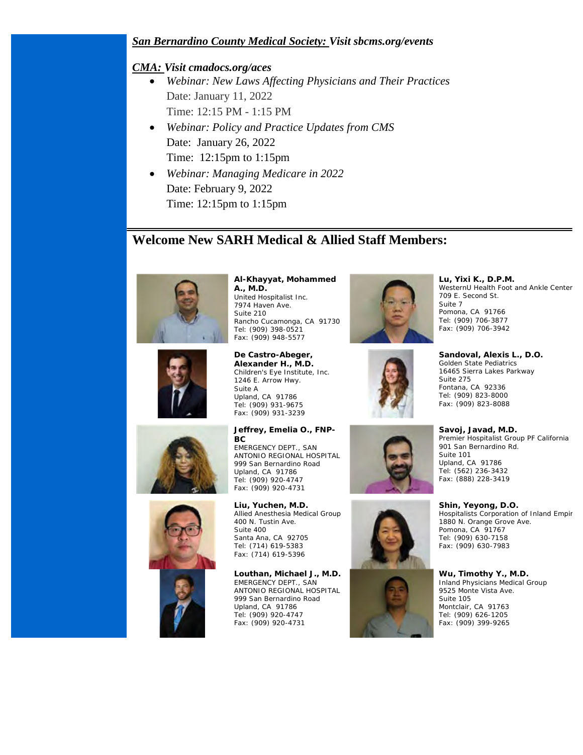***San Bernardino County Medical Society:*** ***Visit sbcms.org/events***

***CMA:*** ***Visit cmadocs.org/aces***

- *Webinar: New Laws Affecting Physicians and Their Practices*
  Date: January 11, 2022
  Time: 12:15 PM - 1:15 PM
- *Webinar: Policy and Practice Updates from CMS*
  Date: January 26, 2022
  Time: 12:15pm to 1:15pm
- *Webinar: Managing Medicare in 2022*
  Date: February 9, 2022
  Time: 12:15pm to 1:15pm

## Welcome New SARH Medical & Allied Staff Members:

**Al-Khayyat, Mohammed A., M.D.**
United Hospitalist Inc.
7974 Haven Ave.
Suite 210
Rancho Cucamonga, CA 91730
Tel: (909) 398-0521
Fax: (909) 948-5577

**De Castro-Abeger, Alexander H., M.D.**
Children's Eye Institute, Inc.
1246 E. Arrow Hwy.
Suite A
Upland, CA 91786
Tel: (909) 931-9675
Fax: (909) 931-3239

**Jeffrey, Emelia O., FNP-BC**
EMERGENCY DEPT., SAN ANTONIO REGIONAL HOSPITAL
999 San Bernardino Road
Upland, CA 91786
Tel: (909) 920-4747
Fax: (909) 920-4731

**Liu, Yuchen, M.D.**
Allied Anesthesia Medical Group
400 N. Tustin Ave.
Suite 400
Santa Ana, CA 92705
Tel: (714) 619-5383
Fax: (714) 619-5396

**Louthan, Michael J., M.D.**
EMERGENCY DEPT., SAN ANTONIO REGIONAL HOSPITAL
999 San Bernardino Road
Upland, CA 91786
Tel: (909) 920-4747
Fax: (909) 920-4731

**Lu, Yixi K., D.P.M.**
WesternU Health Foot and Ankle Center
709 E. Second St.
Suite 7
Pomona, CA 91766
Tel: (909) 706-3877
Fax: (909) 706-3942

**Sandoval, Alexis L., D.O.**
Golden State Pediatrics
16465 Sierra Lakes Parkway
Suite 275
Fontana, CA 92336
Tel: (909) 823-8000
Fax: (909) 823-8088

**Savoj, Javad, M.D.**
Premier Hospitalist Group PF California
901 San Bernardino Rd.
Suite 101
Upland, CA 91786
Tel: (562) 236-3432
Fax: (888) 228-3419

**Shin, Yeyong, D.O.**
Hospitalists Corporation of Inland Empir
1880 N. Orange Grove Ave.
Pomona, CA 91767
Tel: (909) 630-7158
Fax: (909) 630-7983

**Wu, Timothy Y., M.D.**
Inland Physicians Medical Group
9525 Monte Vista Ave.
Suite 105
Montclair, CA 91763
Tel: (909) 626-1205
Fax: (909) 399-9265